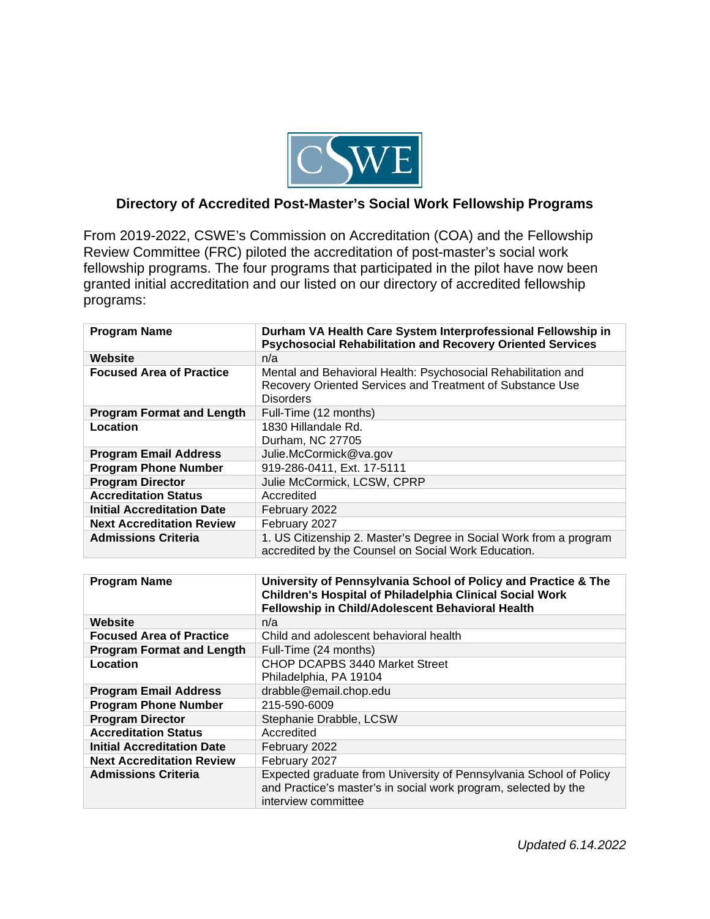## Directory of Accredited Post-Master's Social Work Fellowship Programs

From 2019-2022, CSWE's Commission on Accreditation (COA) and the Fellowship Review Committee (FRC) piloted the accreditation of post-master's social work fellowship programs. The four programs that participated in the pilot have now been granted initial accreditation and our listed on our directory of accredited fellowship programs:

| **Program Name** | **Durham VA Health Care System Interprofessional Fellowship in Psychosocial Rehabilitation and Recovery Oriented Services** |
|---|---|
| **Website** | n/a |
| **Focused Area of Practice** | Mental and Behavioral Health: Psychosocial Rehabilitation and Recovery Oriented Services and Treatment of Substance Use Disorders |
| **Program Format and Length** | Full-Time (12 months) |
| **Location** | 1830 Hillandale Rd.<br>Durham, NC 27705 |
| **Program Email Address** | Julie.McCormick@va.gov |
| **Program Phone Number** | 919-286-0411, Ext. 17-5111 |
| **Program Director** | Julie McCormick, LCSW, CPRP |
| **Accreditation Status** | Accredited |
| **Initial Accreditation Date** | February 2022 |
| **Next Accreditation Review** | February 2027 |
| **Admissions Criteria** | 1. US Citizenship 2. Master's Degree in Social Work from a program accredited by the Counsel on Social Work Education. |

| **Program Name** | **University of Pennsylvania School of Policy and Practice & The Children's Hospital of Philadelphia Clinical Social Work Fellowship in Child/Adolescent Behavioral Health** |
|---|---|
| **Website** | n/a |
| **Focused Area of Practice** | Child and adolescent behavioral health |
| **Program Format and Length** | Full-Time (24 months) |
| **Location** | CHOP DCAPBS 3440 Market Street<br>Philadelphia, PA 19104 |
| **Program Email Address** | drabble@email.chop.edu |
| **Program Phone Number** | 215-590-6009 |
| **Program Director** | Stephanie Drabble, LCSW |
| **Accreditation Status** | Accredited |
| **Initial Accreditation Date** | February 2022 |
| **Next Accreditation Review** | February 2027 |
| **Admissions Criteria** | Expected graduate from University of Pennsylvania School of Policy and Practice's master's in social work program, selected by the interview committee |

*Updated 6.14.2022*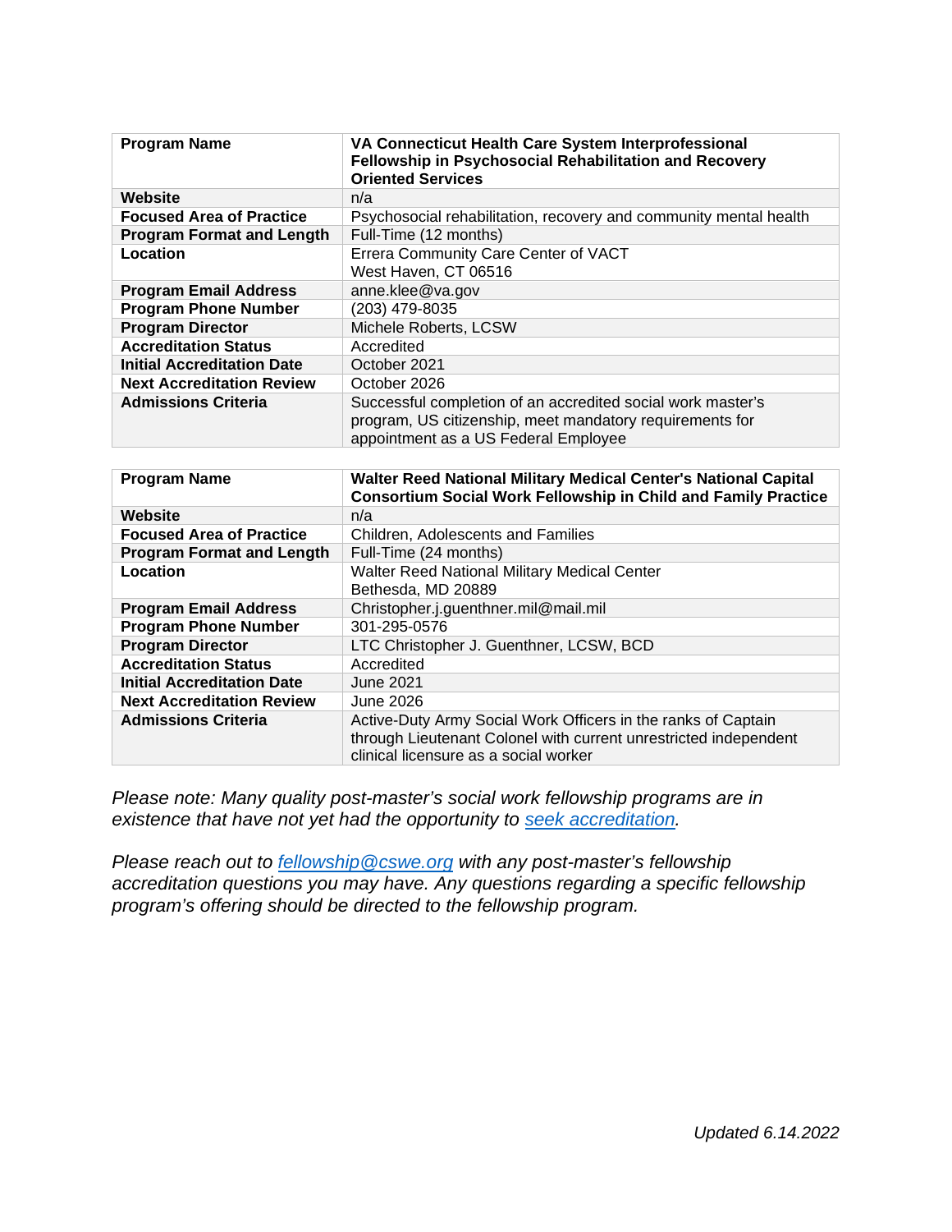| | |
|---|---|
| **Program Name** | **VA Connecticut Health Care System Interprofessional Fellowship in Psychosocial Rehabilitation and Recovery Oriented Services** |
| **Website** | n/a |
| **Focused Area of Practice** | Psychosocial rehabilitation, recovery and community mental health |
| **Program Format and Length** | Full-Time (12 months) |
| **Location** | Errera Community Care Center of VACT<br>West Haven, CT 06516 |
| **Program Email Address** | anne.klee@va.gov |
| **Program Phone Number** | (203) 479-8035 |
| **Program Director** | Michele Roberts, LCSW |
| **Accreditation Status** | Accredited |
| **Initial Accreditation Date** | October 2021 |
| **Next Accreditation Review** | October 2026 |
| **Admissions Criteria** | Successful completion of an accredited social work master's program, US citizenship, meet mandatory requirements for appointment as a US Federal Employee |

| | |
|---|---|
| **Program Name** | **Walter Reed National Military Medical Center's National Capital Consortium Social Work Fellowship in Child and Family Practice** |
| **Website** | n/a |
| **Focused Area of Practice** | Children, Adolescents and Families |
| **Program Format and Length** | Full-Time (24 months) |
| **Location** | Walter Reed National Military Medical Center<br>Bethesda, MD 20889 |
| **Program Email Address** | Christopher.j.guenthner.mil@mail.mil |
| **Program Phone Number** | 301-295-0576 |
| **Program Director** | LTC Christopher J. Guenthner, LCSW, BCD |
| **Accreditation Status** | Accredited |
| **Initial Accreditation Date** | June 2021 |
| **Next Accreditation Review** | June 2026 |
| **Admissions Criteria** | Active-Duty Army Social Work Officers in the ranks of Captain through Lieutenant Colonel with current unrestricted independent clinical licensure as a social worker |

*Please note: Many quality post-master's social work fellowship programs are in existence that have not yet had the opportunity to seek accreditation.*

*Please reach out to fellowship@cswe.org with any post-master's fellowship accreditation questions you may have. Any questions regarding a specific fellowship program's offering should be directed to the fellowship program.*

*Updated 6.14.2022*